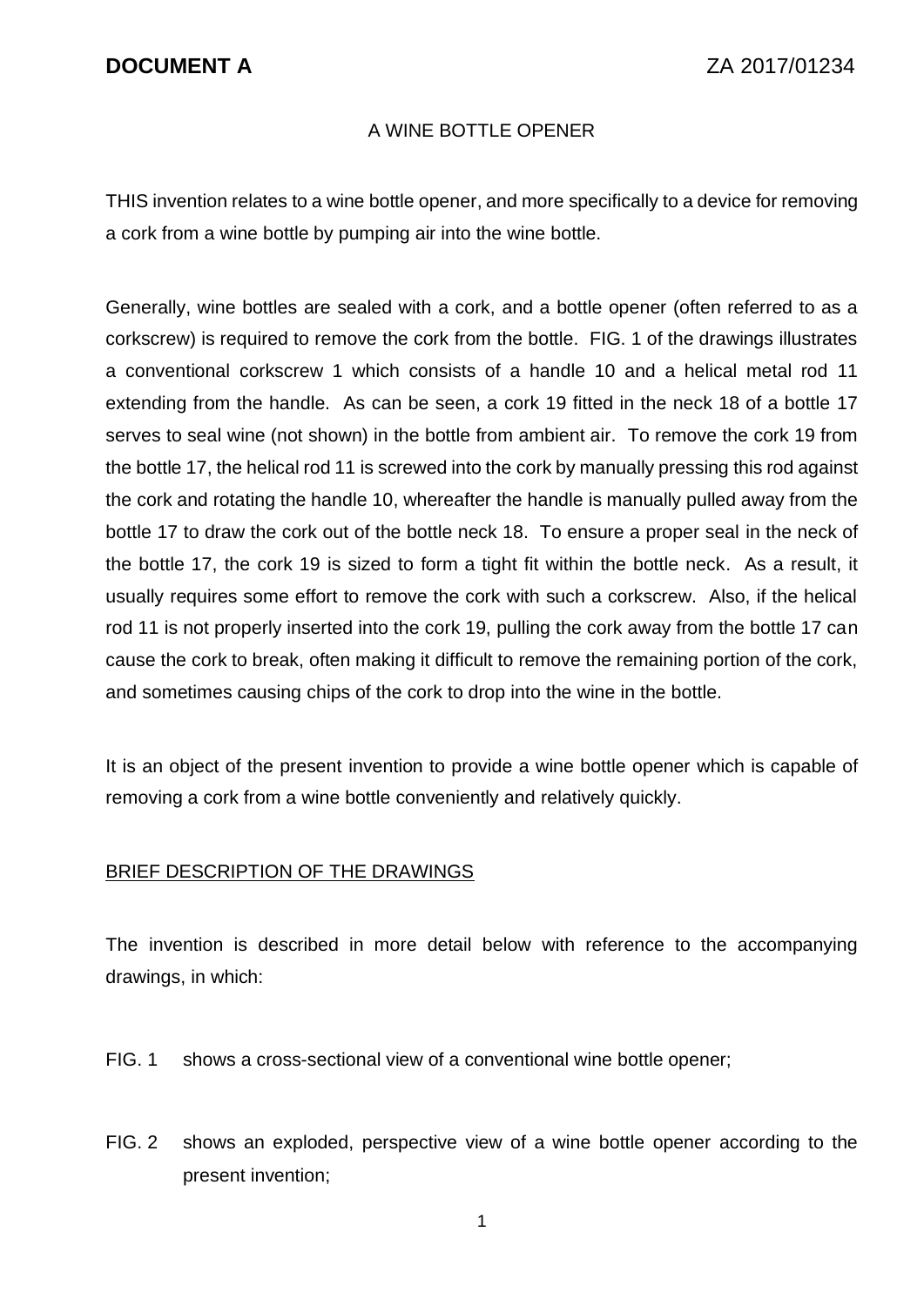**DOCUMENT A** ZA 2017/01234

# A WINE BOTTLE OPENER

THIS invention relates to a wine bottle opener, and more specifically to a device for removing a cork from a wine bottle by pumping air into the wine bottle.

Generally, wine bottles are sealed with a cork, and a bottle opener (often referred to as a corkscrew) is required to remove the cork from the bottle. FIG. 1 of the drawings illustrates a conventional corkscrew 1 which consists of a handle 10 and a helical metal rod 11 extending from the handle. As can be seen, a cork 19 fitted in the neck 18 of a bottle 17 serves to seal wine (not shown) in the bottle from ambient air. To remove the cork 19 from the bottle 17, the helical rod 11 is screwed into the cork by manually pressing this rod against the cork and rotating the handle 10, whereafter the handle is manually pulled away from the bottle 17 to draw the cork out of the bottle neck 18. To ensure a proper seal in the neck of the bottle 17, the cork 19 is sized to form a tight fit within the bottle neck. As a result, it usually requires some effort to remove the cork with such a corkscrew. Also, if the helical rod 11 is not properly inserted into the cork 19, pulling the cork away from the bottle 17 can cause the cork to break, often making it difficult to remove the remaining portion of the cork, and sometimes causing chips of the cork to drop into the wine in the bottle.

It is an object of the present invention to provide a wine bottle opener which is capable of removing a cork from a wine bottle conveniently and relatively quickly.

## BRIEF DESCRIPTION OF THE DRAWINGS

The invention is described in more detail below with reference to the accompanying drawings, in which:

FIG. 1 shows a cross-sectional view of a conventional wine bottle opener;

FIG. 2 shows an exploded, perspective view of a wine bottle opener according to the present invention;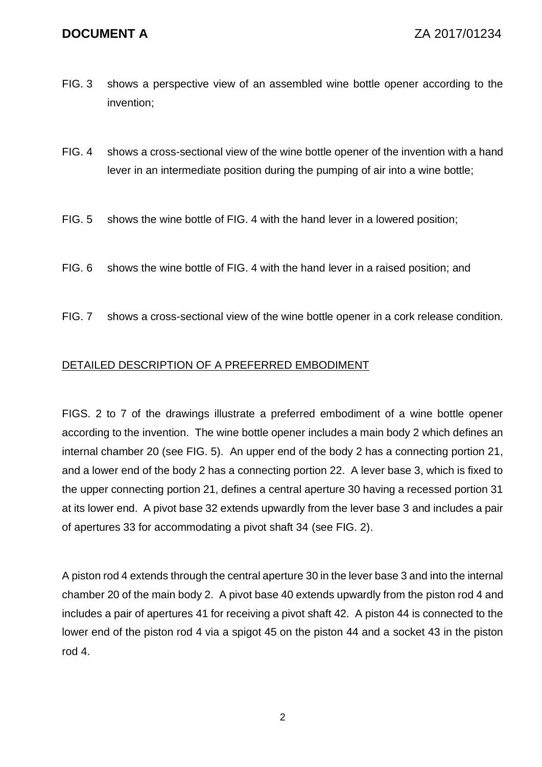FIG. 3 shows a perspective view of an assembled wine bottle opener according to the invention;

FIG. 4 shows a cross-sectional view of the wine bottle opener of the invention with a hand lever in an intermediate position during the pumping of air into a wine bottle;

FIG. 5 shows the wine bottle of FIG. 4 with the hand lever in a lowered position;

FIG. 6 shows the wine bottle of FIG. 4 with the hand lever in a raised position; and

FIG. 7 shows a cross-sectional view of the wine bottle opener in a cork release condition.

## DETAILED DESCRIPTION OF A PREFERRED EMBODIMENT

FIGS. 2 to 7 of the drawings illustrate a preferred embodiment of a wine bottle opener according to the invention. The wine bottle opener includes a main body 2 which defines an internal chamber 20 (see FIG. 5). An upper end of the body 2 has a connecting portion 21, and a lower end of the body 2 has a connecting portion 22. A lever base 3, which is fixed to the upper connecting portion 21, defines a central aperture 30 having a recessed portion 31 at its lower end. A pivot base 32 extends upwardly from the lever base 3 and includes a pair of apertures 33 for accommodating a pivot shaft 34 (see FIG. 2).

A piston rod 4 extends through the central aperture 30 in the lever base 3 and into the internal chamber 20 of the main body 2. A pivot base 40 extends upwardly from the piston rod 4 and includes a pair of apertures 41 for receiving a pivot shaft 42. A piston 44 is connected to the lower end of the piston rod 4 via a spigot 45 on the piston 44 and a socket 43 in the piston rod 4.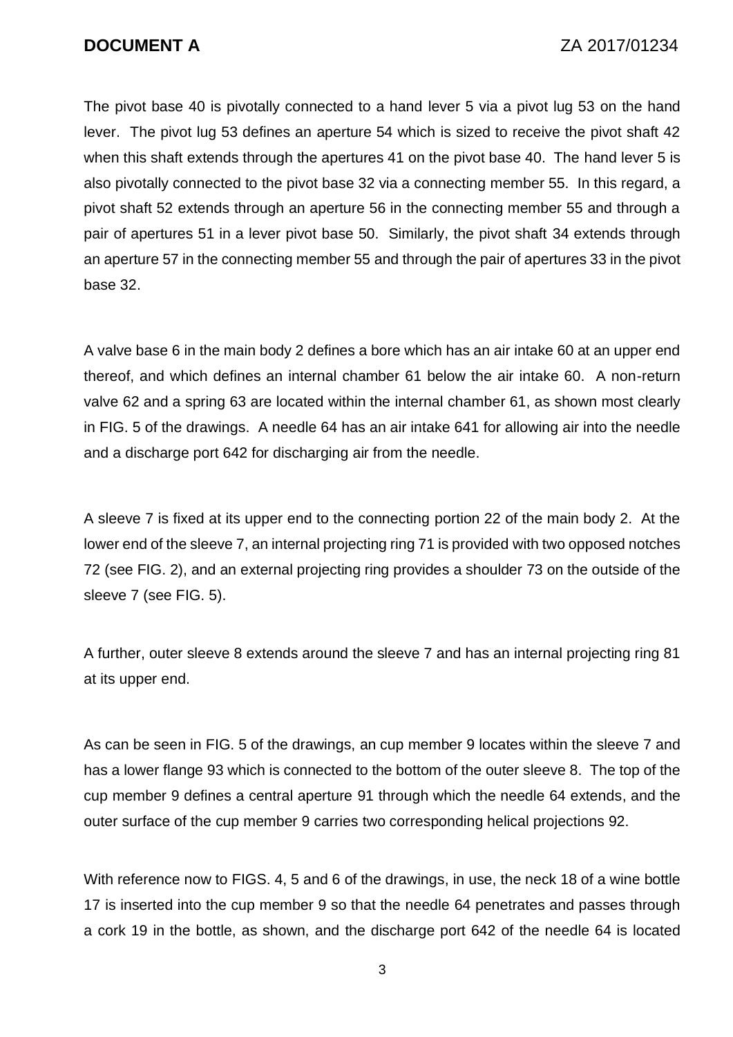The pivot base 40 is pivotally connected to a hand lever 5 via a pivot lug 53 on the hand lever. The pivot lug 53 defines an aperture 54 which is sized to receive the pivot shaft 42 when this shaft extends through the apertures 41 on the pivot base 40. The hand lever 5 is also pivotally connected to the pivot base 32 via a connecting member 55. In this regard, a pivot shaft 52 extends through an aperture 56 in the connecting member 55 and through a pair of apertures 51 in a lever pivot base 50. Similarly, the pivot shaft 34 extends through an aperture 57 in the connecting member 55 and through the pair of apertures 33 in the pivot base 32.

A valve base 6 in the main body 2 defines a bore which has an air intake 60 at an upper end thereof, and which defines an internal chamber 61 below the air intake 60. A non-return valve 62 and a spring 63 are located within the internal chamber 61, as shown most clearly in FIG. 5 of the drawings. A needle 64 has an air intake 641 for allowing air into the needle and a discharge port 642 for discharging air from the needle.

A sleeve 7 is fixed at its upper end to the connecting portion 22 of the main body 2. At the lower end of the sleeve 7, an internal projecting ring 71 is provided with two opposed notches 72 (see FIG. 2), and an external projecting ring provides a shoulder 73 on the outside of the sleeve 7 (see FIG. 5).

A further, outer sleeve 8 extends around the sleeve 7 and has an internal projecting ring 81 at its upper end.

As can be seen in FIG. 5 of the drawings, an cup member 9 locates within the sleeve 7 and has a lower flange 93 which is connected to the bottom of the outer sleeve 8. The top of the cup member 9 defines a central aperture 91 through which the needle 64 extends, and the outer surface of the cup member 9 carries two corresponding helical projections 92.

With reference now to FIGS. 4, 5 and 6 of the drawings, in use, the neck 18 of a wine bottle 17 is inserted into the cup member 9 so that the needle 64 penetrates and passes through a cork 19 in the bottle, as shown, and the discharge port 642 of the needle 64 is located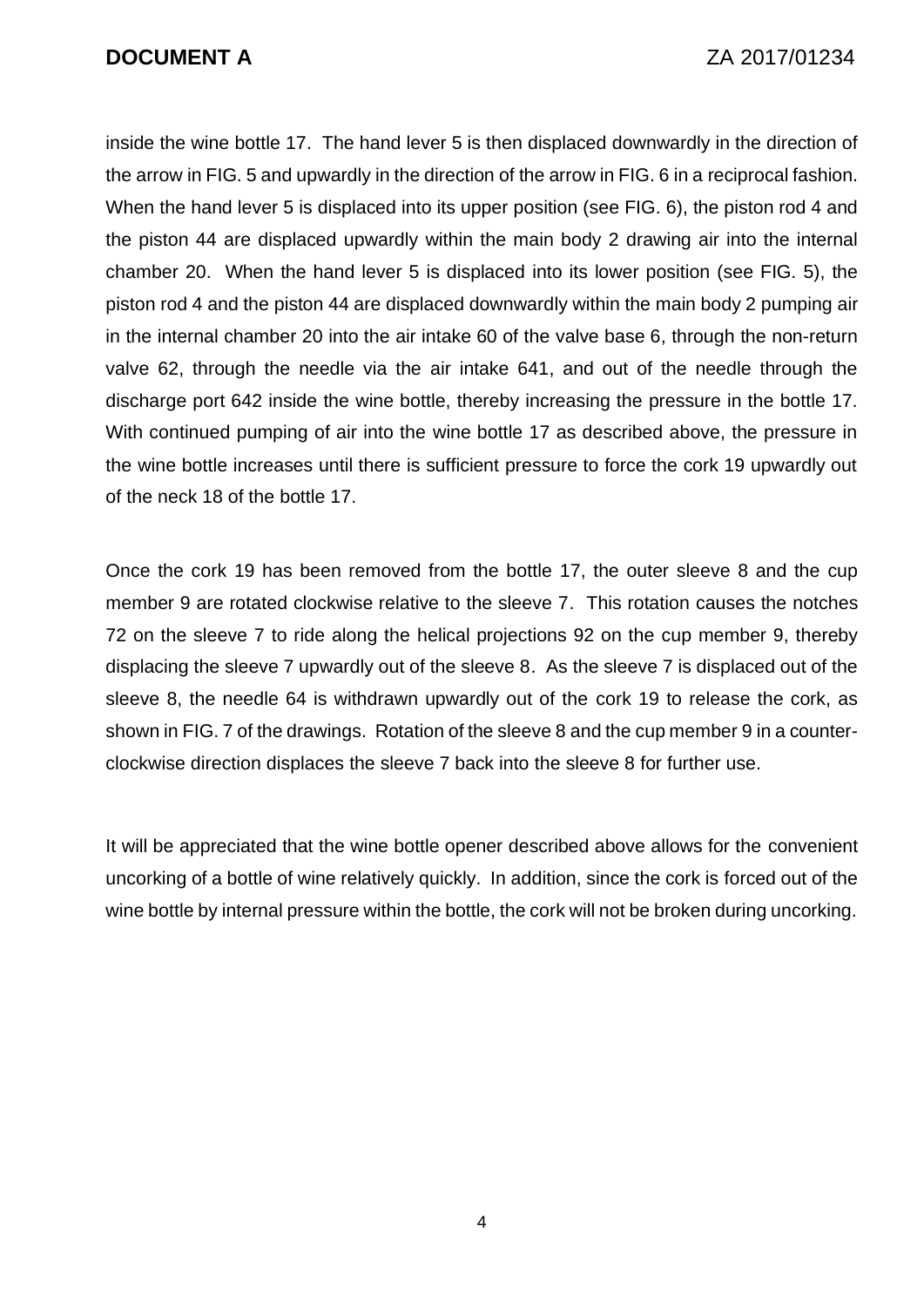inside the wine bottle 17. The hand lever 5 is then displaced downwardly in the direction of the arrow in FIG. 5 and upwardly in the direction of the arrow in FIG. 6 in a reciprocal fashion. When the hand lever 5 is displaced into its upper position (see FIG. 6), the piston rod 4 and the piston 44 are displaced upwardly within the main body 2 drawing air into the internal chamber 20. When the hand lever 5 is displaced into its lower position (see FIG. 5), the piston rod 4 and the piston 44 are displaced downwardly within the main body 2 pumping air in the internal chamber 20 into the air intake 60 of the valve base 6, through the non-return valve 62, through the needle via the air intake 641, and out of the needle through the discharge port 642 inside the wine bottle, thereby increasing the pressure in the bottle 17. With continued pumping of air into the wine bottle 17 as described above, the pressure in the wine bottle increases until there is sufficient pressure to force the cork 19 upwardly out of the neck 18 of the bottle 17.

Once the cork 19 has been removed from the bottle 17, the outer sleeve 8 and the cup member 9 are rotated clockwise relative to the sleeve 7. This rotation causes the notches 72 on the sleeve 7 to ride along the helical projections 92 on the cup member 9, thereby displacing the sleeve 7 upwardly out of the sleeve 8. As the sleeve 7 is displaced out of the sleeve 8, the needle 64 is withdrawn upwardly out of the cork 19 to release the cork, as shown in FIG. 7 of the drawings. Rotation of the sleeve 8 and the cup member 9 in a counter-clockwise direction displaces the sleeve 7 back into the sleeve 8 for further use.

It will be appreciated that the wine bottle opener described above allows for the convenient uncorking of a bottle of wine relatively quickly. In addition, since the cork is forced out of the wine bottle by internal pressure within the bottle, the cork will not be broken during uncorking.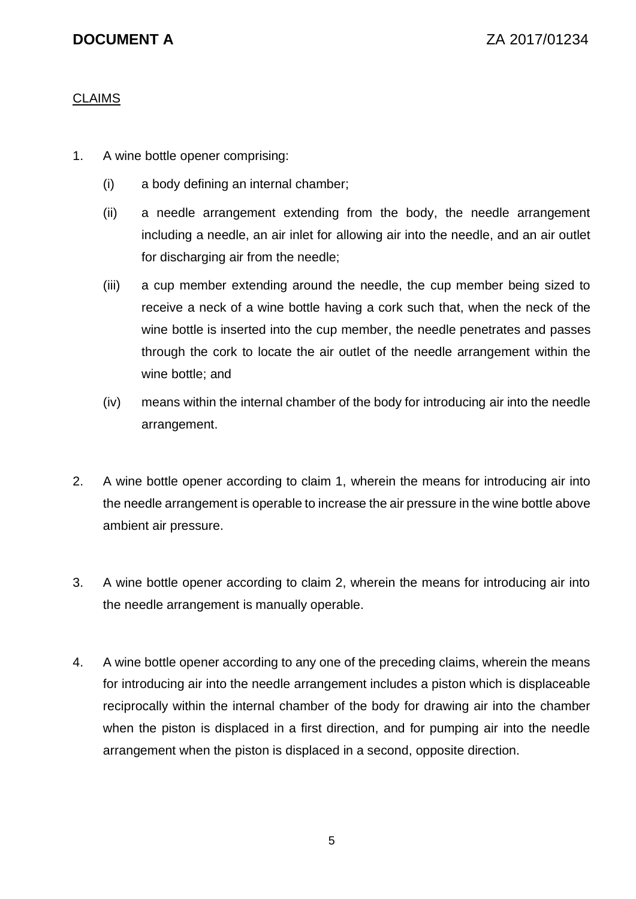**DOCUMENT A** ZA 2017/01234

CLAIMS

1. A wine bottle opener comprising:

   (i) a body defining an internal chamber;

   (ii) a needle arrangement extending from the body, the needle arrangement including a needle, an air inlet for allowing air into the needle, and an air outlet for discharging air from the needle;

   (iii) a cup member extending around the needle, the cup member being sized to receive a neck of a wine bottle having a cork such that, when the neck of the wine bottle is inserted into the cup member, the needle penetrates and passes through the cork to locate the air outlet of the needle arrangement within the wine bottle; and

   (iv) means within the internal chamber of the body for introducing air into the needle arrangement.

2. A wine bottle opener according to claim 1, wherein the means for introducing air into the needle arrangement is operable to increase the air pressure in the wine bottle above ambient air pressure.

3. A wine bottle opener according to claim 2, wherein the means for introducing air into the needle arrangement is manually operable.

4. A wine bottle opener according to any one of the preceding claims, wherein the means for introducing air into the needle arrangement includes a piston which is displaceable reciprocally within the internal chamber of the body for drawing air into the chamber when the piston is displaced in a first direction, and for pumping air into the needle arrangement when the piston is displaced in a second, opposite direction.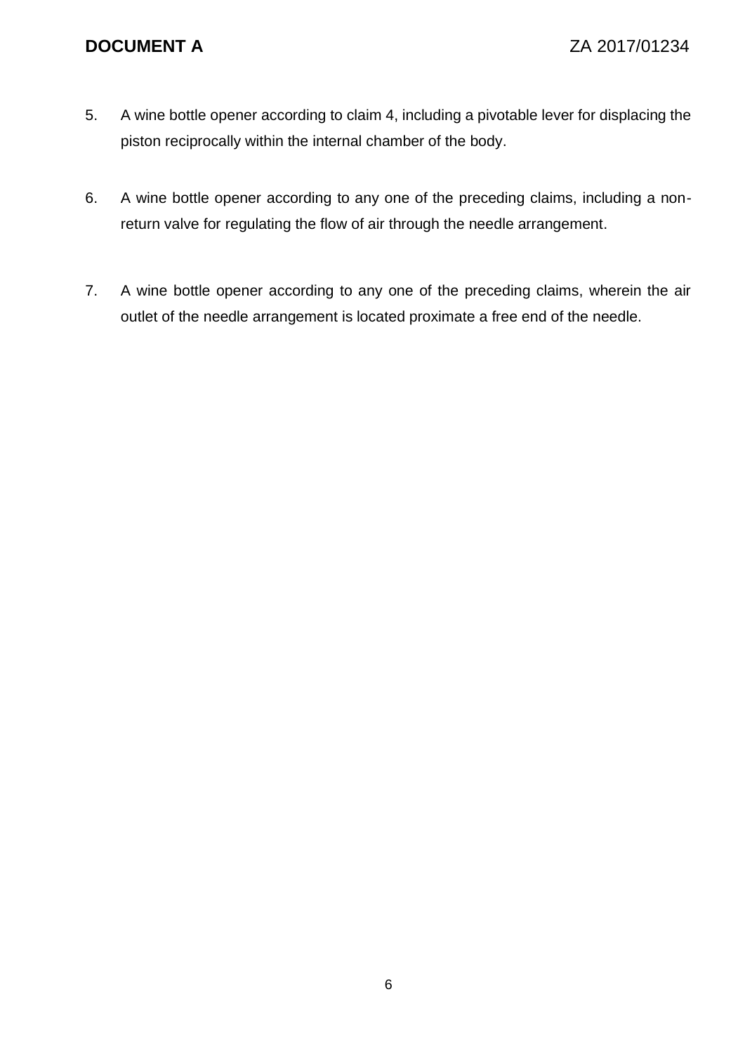5. A wine bottle opener according to claim 4, including a pivotable lever for displacing the piston reciprocally within the internal chamber of the body.

6. A wine bottle opener according to any one of the preceding claims, including a non-return valve for regulating the flow of air through the needle arrangement.

7. A wine bottle opener according to any one of the preceding claims, wherein the air outlet of the needle arrangement is located proximate a free end of the needle.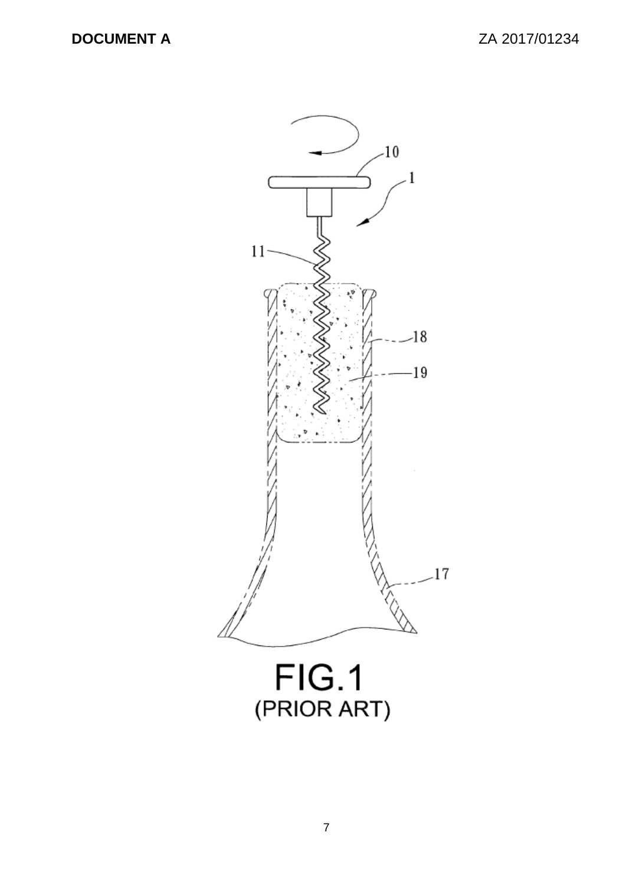FIG.1
(PRIOR ART)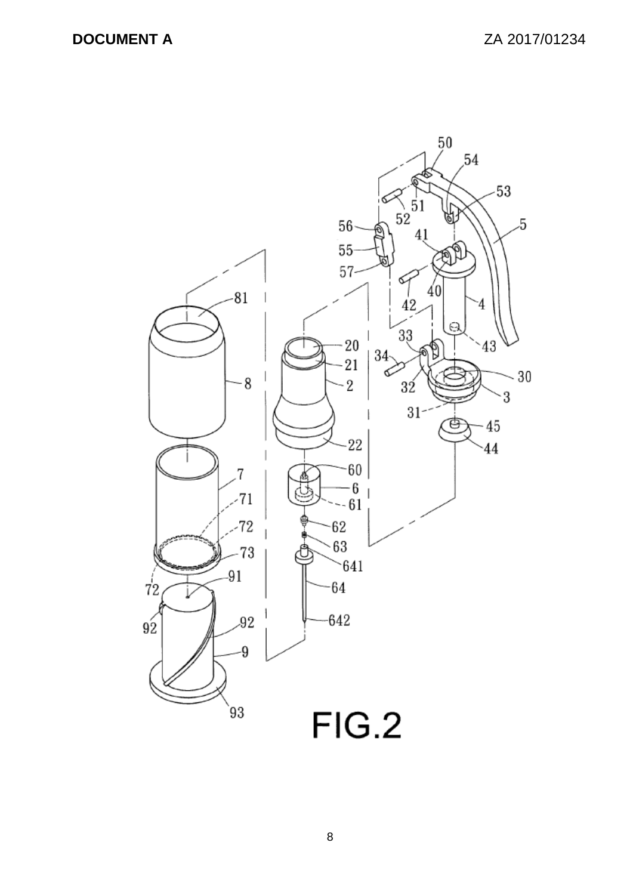FIG.2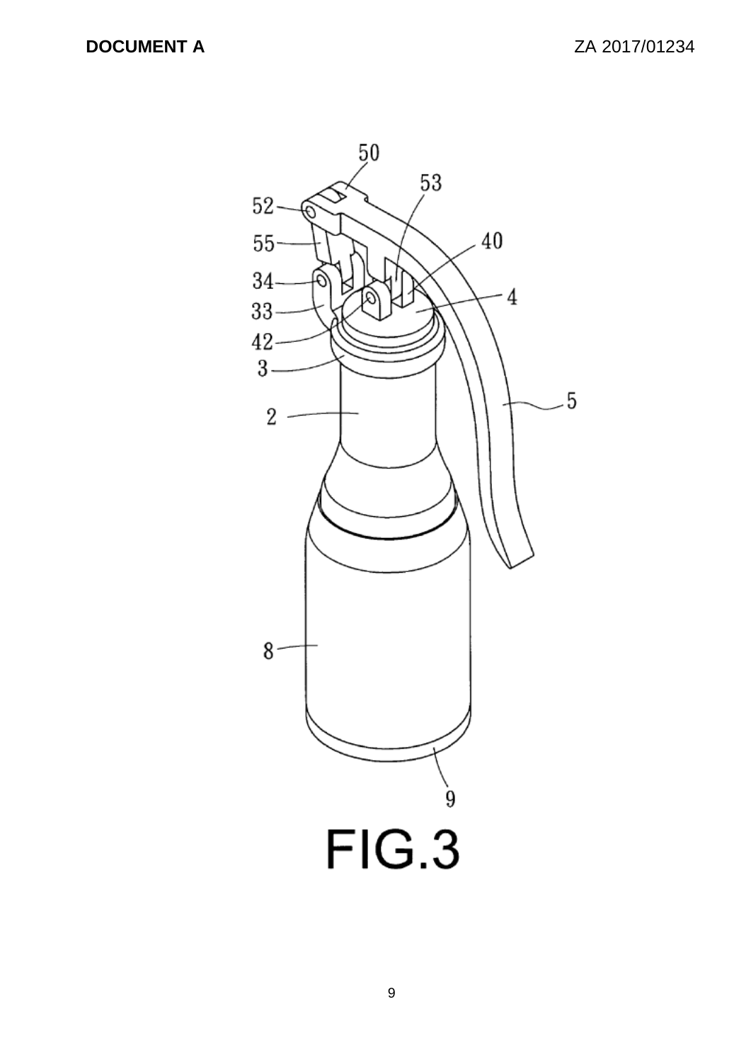FIG.3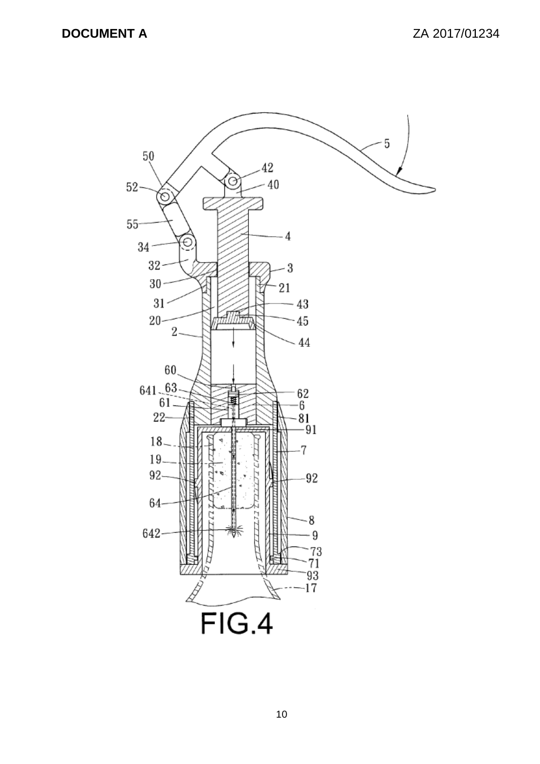**DOCUMENT A** ZA 2017/01234

FIG.4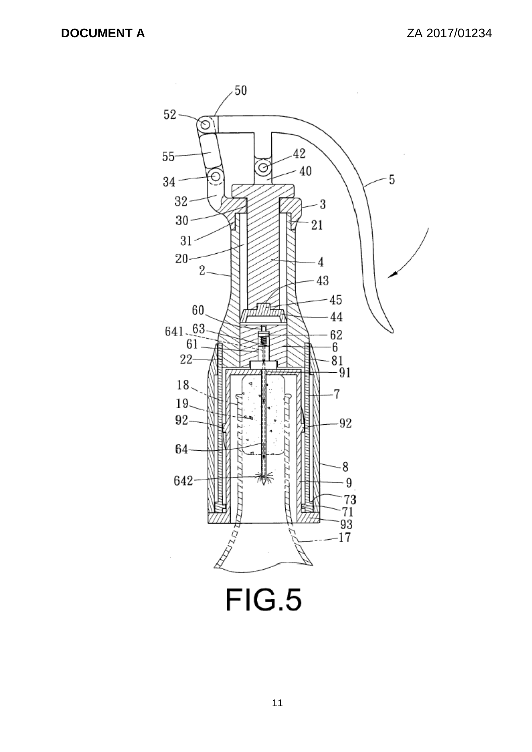FIG.5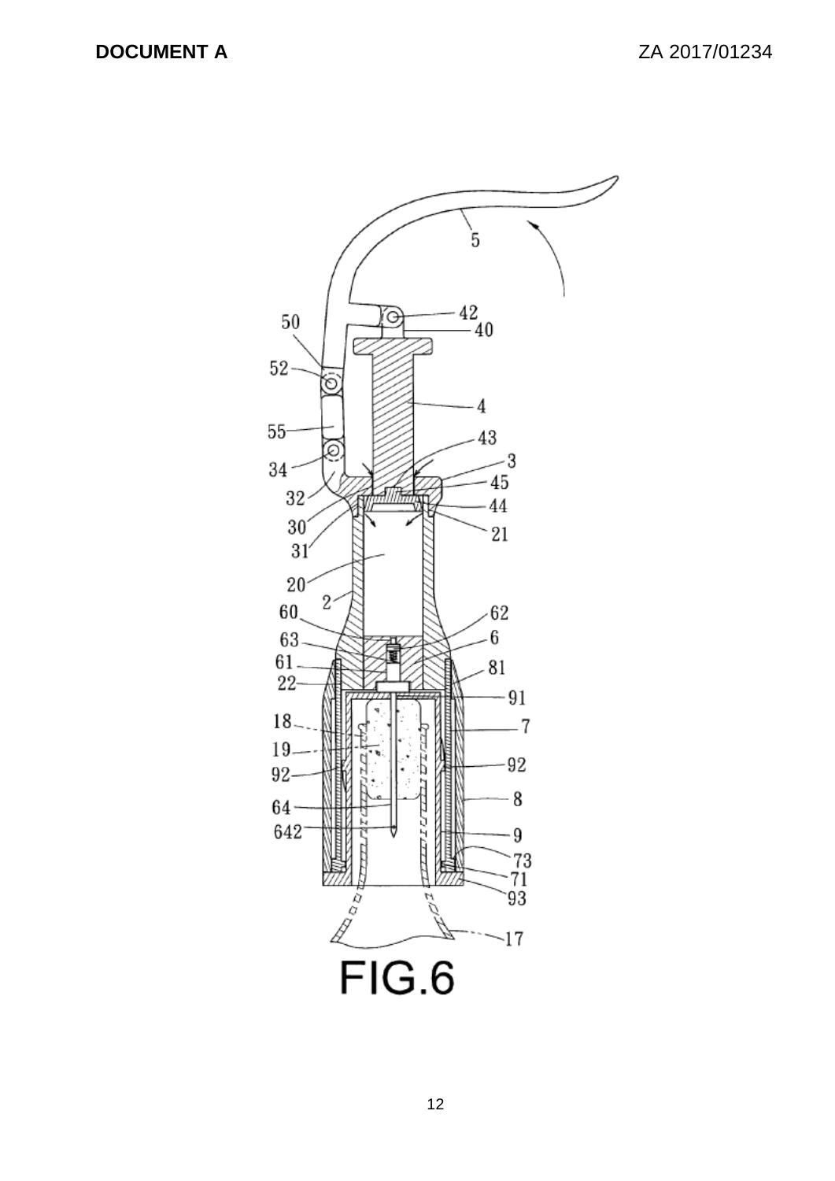FIG.6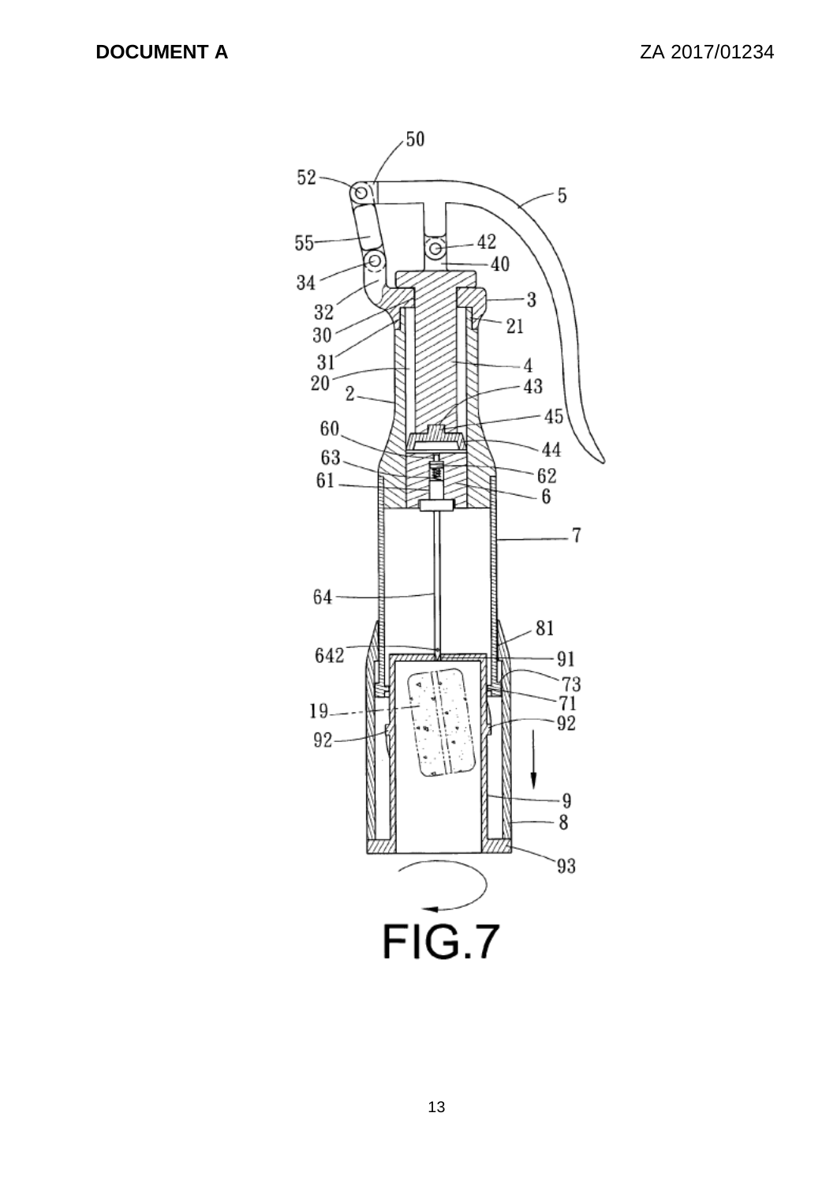FIG.7